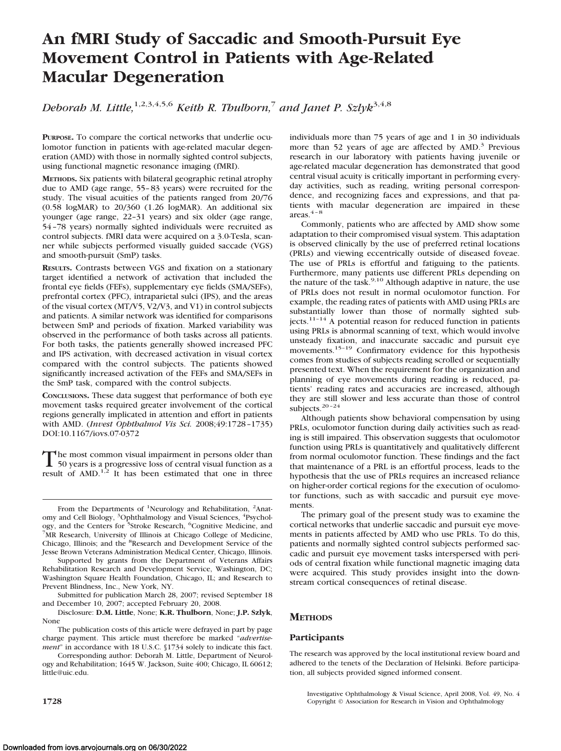# An fMRI Study of Saccadic and Smooth-Pursuit Eye Movement Control in Patients with Age-Related Macular Degeneration

*Deborah M. Little,*[1,2,3,4,5,6] *Keith R. Thulborn,*[7] *and Janet P. Szlyk*[3,4,8]

**PURPOSE.** To compare the cortical networks that underlie oculomotor function in patients with age-related macular degeneration (AMD) with those in normally sighted control subjects, using functional magnetic resonance imaging (fMRI).

**METHODS.** Six patients with bilateral geographic retinal atrophy due to AMD (age range, 55–83 years) were recruited for the study. The visual acuities of the patients ranged from 20/76 (0.58 logMAR) to 20/360 (1.26 logMAR). An additional six younger (age range, 22–31 years) and six older (age range, 54–78 years) normally sighted individuals were recruited as control subjects. fMRI data were acquired on a 3.0-Tesla, scanner while subjects performed visually guided saccade (VGS) and smooth-pursuit (SmP) tasks.

**RESULTS.** Contrasts between VGS and fixation on a stationary target identified a network of activation that included the frontal eye fields (FEFs), supplementary eye fields (SMA/SEFs), prefrontal cortex (PFC), intraparietal sulci (IPS), and the areas of the visual cortex (MT/V5, V2/V3, and V1) in control subjects and patients. A similar network was identified for comparisons between SmP and periods of fixation. Marked variability was observed in the performance of both tasks across all patients. For both tasks, the patients generally showed increased PFC and IPS activation, with decreased activation in visual cortex compared with the control subjects. The patients showed significantly increased activation of the FEFs and SMA/SEFs in the SmP task, compared with the control subjects.

**CONCLUSIONS.** These data suggest that performance of both eye movement tasks required greater involvement of the cortical regions generally implicated in attention and effort in patients with AMD. (*Invest Ophthalmol Vis Sci.* 2008;49:1728–1735) DOI:10.1167/iovs.07-0372

The most common visual impairment in persons older than 50 years is a progressive loss of central visual function as a result of AMD.[1,2] It has been estimated that one in three individuals more than 75 years of age and 1 in 30 individuals more than 52 years of age are affected by AMD.[3] Previous research in our laboratory with patients having juvenile or age-related macular degeneration has demonstrated that good central visual acuity is critically important in performing everyday activities, such as reading, writing personal correspondence, and recognizing faces and expressions, and that patients with macular degeneration are impaired in these areas.[4–8]

Commonly, patients who are affected by AMD show some adaptation to their compromised visual system. This adaptation is observed clinically by the use of preferred retinal locations (PRLs) and viewing eccentrically outside of diseased foveae. The use of PRLs is effortful and fatiguing to the patients. Furthermore, many patients use different PRLs depending on the nature of the task.[9,10] Although adaptive in nature, the use of PRLs does not result in normal oculomotor function. For example, the reading rates of patients with AMD using PRLs are substantially lower than those of normally sighted subjects.[11–14] A potential reason for reduced function in patients using PRLs is abnormal scanning of text, which would involve unsteady fixation, and inaccurate saccadic and pursuit eye movements.[15–19] Confirmatory evidence for this hypothesis comes from studies of subjects reading scrolled or sequentially presented text. When the requirement for the organization and planning of eye movements during reading is reduced, patients' reading rates and accuracies are increased, although they are still slower and less accurate than those of control subjects.[20–24]

Although patients show behavioral compensation by using PRLs, oculomotor function during daily activities such as reading is still impaired. This observation suggests that oculomotor function using PRLs is quantitatively and qualitatively different from normal oculomotor function. These findings and the fact that maintenance of a PRL is an effortful process, leads to the hypothesis that the use of PRLs requires an increased reliance on higher-order cortical regions for the execution of oculomotor functions, such as with saccadic and pursuit eye movements.

The primary goal of the present study was to examine the cortical networks that underlie saccadic and pursuit eye movements in patients affected by AMD who use PRLs. To do this, patients and normally sighted control subjects performed saccadic and pursuit eye movement tasks interspersed with periods of central fixation while functional magnetic imaging data were acquired. This study provides insight into the downstream cortical consequences of retinal disease.

## METHODS

### Participants

The research was approved by the local institutional review board and adhered to the tenets of the Declaration of Helsinki. Before participation, all subjects provided signed informed consent.

---

From the Departments of [1]Neurology and Rehabilitation, [2]Anatomy and Cell Biology, [3]Ophthalmology and Visual Sciences, [4]Psychology, and the Centers for [5]Stroke Research, [6]Cognitive Medicine, and [7]MR Research, University of Illinois at Chicago College of Medicine, Chicago, Illinois; and the [8]Research and Development Service of the Jesse Brown Veterans Administration Medical Center, Chicago, Illinois.

Supported by grants from the Department of Veterans Affairs Rehabilitation Research and Development Service, Washington, DC; Washington Square Health Foundation, Chicago, IL; and Research to Prevent Blindness, Inc., New York, NY.

Submitted for publication March 28, 2007; revised September 18 and December 10, 2007; accepted February 20, 2008.

Disclosure: **D.M. Little**, None; **K.R. Thulborn**, None; **J.P. Szlyk**, None

The publication costs of this article were defrayed in part by page charge payment. This article must therefore be marked "*advertisement*" in accordance with 18 U.S.C. §1734 solely to indicate this fact.

Corresponding author: Deborah M. Little, Department of Neurology and Rehabilitation; 1645 W. Jackson, Suite 400; Chicago, IL 60612; little@uic.edu.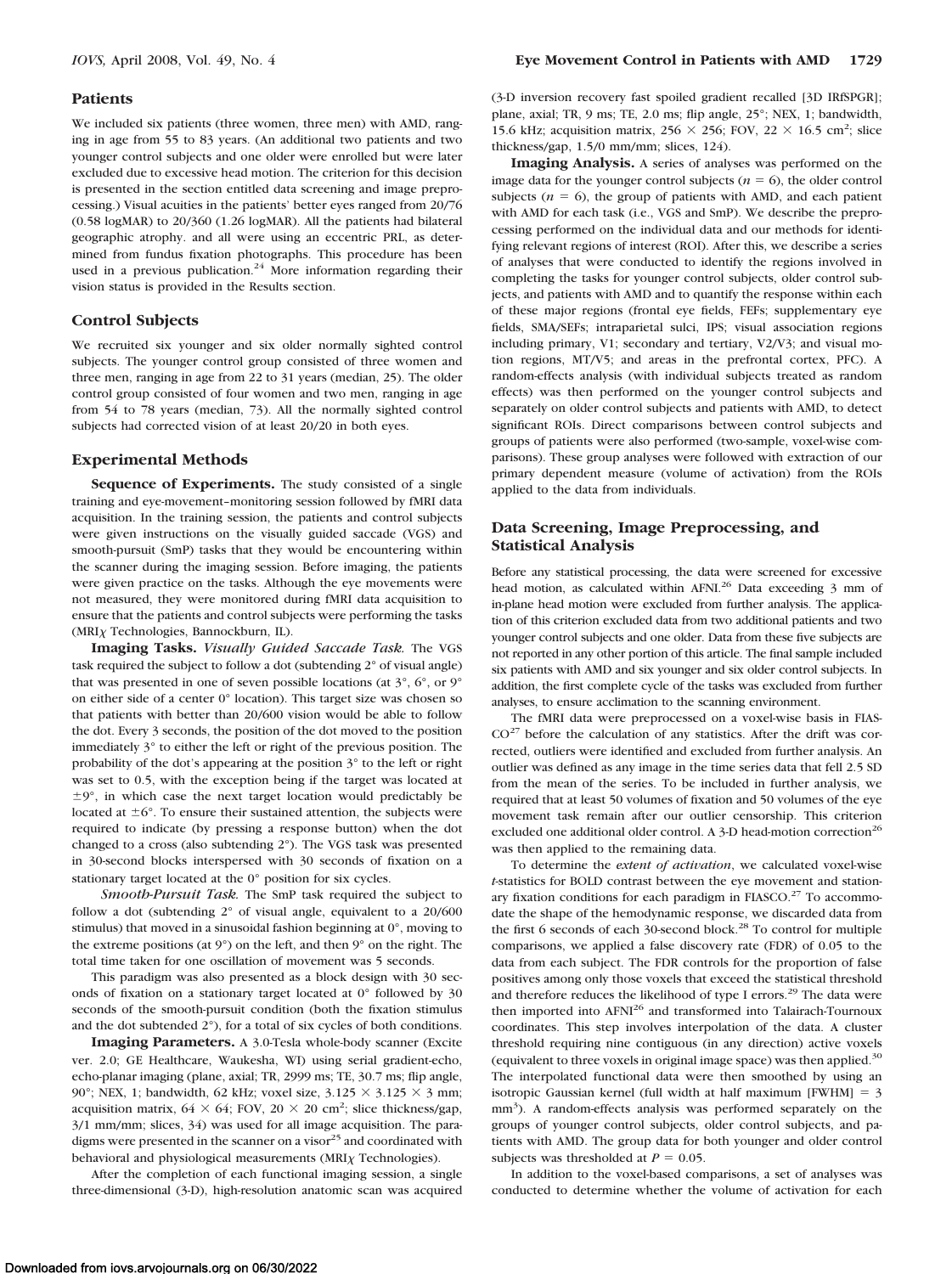## Patients

We included six patients (three women, three men) with AMD, ranging in age from 55 to 83 years. (An additional two patients and two younger control subjects and one older were enrolled but were later excluded due to excessive head motion. The criterion for this decision is presented in the section entitled data screening and image preprocessing.) Visual acuities in the patients' better eyes ranged from 20/76 (0.58 logMAR) to 20/360 (1.26 logMAR). All the patients had bilateral geographic atrophy. and all were using an eccentric PRL, as determined from fundus fixation photographs. This procedure has been used in a previous publication.[24] More information regarding their vision status is provided in the Results section.

## Control Subjects

We recruited six younger and six older normally sighted control subjects. The younger control group consisted of three women and three men, ranging in age from 22 to 31 years (median, 25). The older control group consisted of four women and two men, ranging in age from 54 to 78 years (median, 73). All the normally sighted control subjects had corrected vision of at least 20/20 in both eyes.

## Experimental Methods

**Sequence of Experiments.** The study consisted of a single training and eye-movement–monitoring session followed by fMRI data acquisition. In the training session, the patients and control subjects were given instructions on the visually guided saccade (VGS) and smooth-pursuit (SmP) tasks that they would be encountering within the scanner during the imaging session. Before imaging, the patients were given practice on the tasks. Although the eye movements were not measured, they were monitored during fMRI data acquisition to ensure that the patients and control subjects were performing the tasks (MRI$\chi$ Technologies, Bannockburn, IL).

**Imaging Tasks.** *Visually Guided Saccade Task.* The VGS task required the subject to follow a dot (subtending 2° of visual angle) that was presented in one of seven possible locations (at 3°, 6°, or 9° on either side of a center 0° location). This target size was chosen so that patients with better than 20/600 vision would be able to follow the dot. Every 3 seconds, the position of the dot moved to the position immediately 3° to either the left or right of the previous position. The probability of the dot's appearing at the position 3° to the left or right was set to 0.5, with the exception being if the target was located at ±9°, in which case the next target location would predictably be located at ±6°. To ensure their sustained attention, the subjects were required to indicate (by pressing a response button) when the dot changed to a cross (also subtending 2°). The VGS task was presented in 30-second blocks interspersed with 30 seconds of fixation on a stationary target located at the 0° position for six cycles.

*Smooth-Pursuit Task.* The SmP task required the subject to follow a dot (subtending 2° of visual angle, equivalent to a 20/600 stimulus) that moved in a sinusoidal fashion beginning at 0°, moving to the extreme positions (at 9°) on the left, and then 9° on the right. The total time taken for one oscillation of movement was 5 seconds.

This paradigm was also presented as a block design with 30 seconds of fixation on a stationary target located at 0° followed by 30 seconds of the smooth-pursuit condition (both the fixation stimulus and the dot subtended 2°), for a total of six cycles of both conditions.

**Imaging Parameters.** A 3.0-Tesla whole-body scanner (Excite ver. 2.0; GE Healthcare, Waukesha, WI) using serial gradient-echo, echo-planar imaging (plane, axial; TR, 2999 ms; TE, 30.7 ms; flip angle, 90°; NEX, 1; bandwidth, 62 kHz; voxel size, 3.125 × 3.125 × 3 mm; acquisition matrix, 64 × 64; FOV, 20 × 20 cm$^2$; slice thickness/gap, 3/1 mm/mm; slices, 34) was used for all image acquisition. The paradigms were presented in the scanner on a visor[25] and coordinated with behavioral and physiological measurements (MRI$\chi$ Technologies).

After the completion of each functional imaging session, a single three-dimensional (3-D), high-resolution anatomic scan was acquired (3-D inversion recovery fast spoiled gradient recalled [3D IRfSPGR]; plane, axial; TR, 9 ms; TE, 2.0 ms; flip angle, 25°; NEX, 1; bandwidth, 15.6 kHz; acquisition matrix, 256 × 256; FOV, 22 × 16.5 cm$^2$; slice thickness/gap, 1.5/0 mm/mm; slices, 124).

**Imaging Analysis.** A series of analyses was performed on the image data for the younger control subjects ($n$ = 6), the older control subjects ($n$ = 6), the group of patients with AMD, and each patient with AMD for each task (i.e., VGS and SmP). We describe the preprocessing performed on the individual data and our methods for identifying relevant regions of interest (ROI). After this, we describe a series of analyses that were conducted to identify the regions involved in completing the tasks for younger control subjects, older control subjects, and patients with AMD and to quantify the response within each of these major regions (frontal eye fields, FEFs; supplementary eye fields, SMA/SEFs; intraparietal sulci, IPS; visual association regions including primary, V1; secondary and tertiary, V2/V3; and visual motion regions, MT/V5; and areas in the prefrontal cortex, PFC). A random-effects analysis (with individual subjects treated as random effects) was then performed on the younger control subjects and separately on older control subjects and patients with AMD, to detect significant ROIs. Direct comparisons between control subjects and groups of patients were also performed (two-sample, voxel-wise comparisons). These group analyses were followed with extraction of our primary dependent measure (volume of activation) from the ROIs applied to the data from individuals.

## Data Screening, Image Preprocessing, and Statistical Analysis

Before any statistical processing, the data were screened for excessive head motion, as calculated within AFNI.[26] Data exceeding 3 mm of in-plane head motion were excluded from further analysis. The application of this criterion excluded data from two additional patients and two younger control subjects and one older. Data from these five subjects are not reported in any other portion of this article. The final sample included six patients with AMD and six younger and six older control subjects. In addition, the first complete cycle of the tasks was excluded from further analyses, to ensure acclimation to the scanning environment.

The fMRI data were preprocessed on a voxel-wise basis in FIASCO[27] before the calculation of any statistics. After the drift was corrected, outliers were identified and excluded from further analysis. An outlier was defined as any image in the time series data that fell 2.5 SD from the mean of the series. To be included in further analysis, we required that at least 50 volumes of fixation and 50 volumes of the eye movement task remain after our outlier censorship. This criterion excluded one additional older control. A 3-D head-motion correction[26] was then applied to the remaining data.

To determine the *extent of activation*, we calculated voxel-wise $t$-statistics for BOLD contrast between the eye movement and stationary fixation conditions for each paradigm in FIASCO.[27] To accommodate the shape of the hemodynamic response, we discarded data from the first 6 seconds of each 30-second block.[28] To control for multiple comparisons, we applied a false discovery rate (FDR) of 0.05 to the data from each subject. The FDR controls for the proportion of false positives among only those voxels that exceed the statistical threshold and therefore reduces the likelihood of type I errors.[29] The data were then imported into AFNI[26] and transformed into Talairach-Tournoux coordinates. This step involves interpolation of the data. A cluster threshold requiring nine contiguous (in any direction) active voxels (equivalent to three voxels in original image space) was then applied.[30] The interpolated functional data were then smoothed by using an isotropic Gaussian kernel (full width at half maximum [FWHM] = 3 mm$^3$). A random-effects analysis was performed separately on the groups of younger control subjects, older control subjects, and patients with AMD. The group data for both younger and older control subjects was thresholded at $P = 0.05$.

In addition to the voxel-based comparisons, a set of analyses was conducted to determine whether the volume of activation for each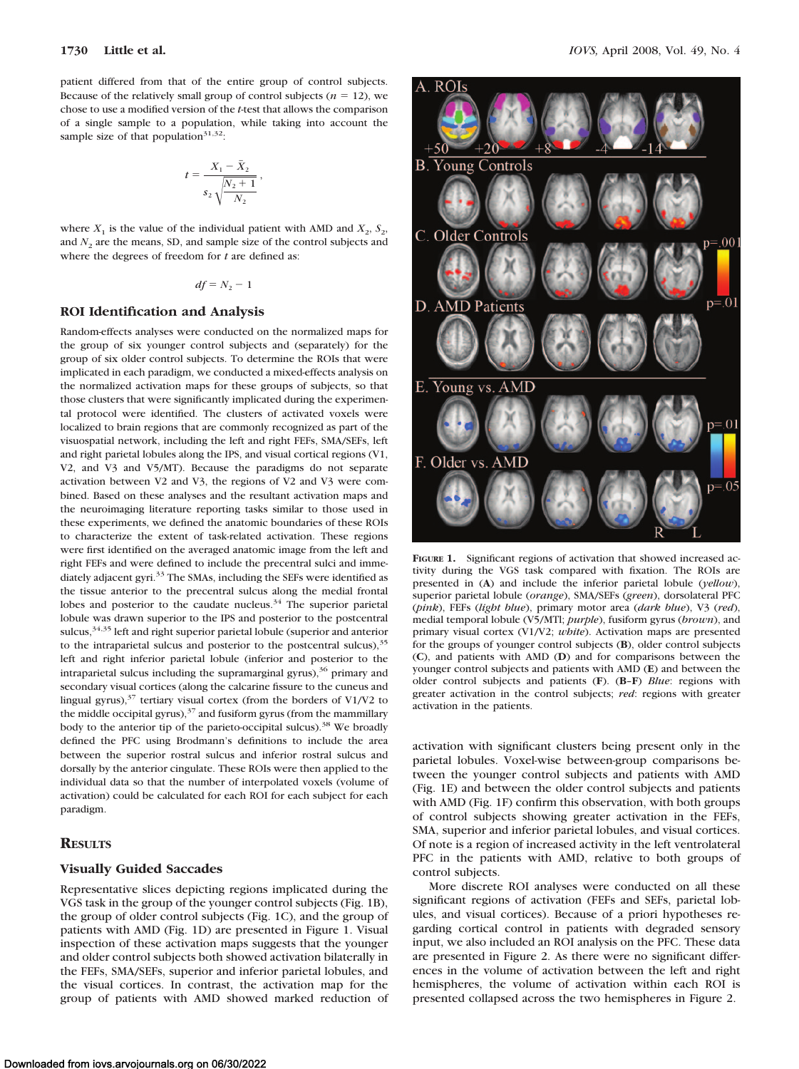patient differed from that of the entire group of control subjects. Because of the relatively small group of control subjects ($n = 12$), we chose to use a modified version of the $t$-test that allows the comparison of a single sample to a population, while taking into account the sample size of that population[31,32]:

$$t = \frac{X_1 - \bar{X}_2}{s_2\sqrt{\frac{N_2 + 1}{N_2}}},$$

where $X_1$ is the value of the individual patient with AMD and $X_2$, $S_2$, and $N_2$ are the means, SD, and sample size of the control subjects and where the degrees of freedom for $t$ are defined as:

$$df = N_2 - 1$$

### ROI Identification and Analysis

Random-effects analyses were conducted on the normalized maps for the group of six younger control subjects and (separately) for the group of six older control subjects. To determine the ROIs that were implicated in each paradigm, we conducted a mixed-effects analysis on the normalized activation maps for these groups of subjects, so that those clusters that were significantly implicated during the experimental protocol were identified. The clusters of activated voxels were localized to brain regions that are commonly recognized as part of the visuospatial network, including the left and right FEFs, SMA/SEFs, left and right parietal lobules along the IPS, and visual cortical regions (V1, V2, and V3 and V5/MT). Because the paradigms do not separate activation between V2 and V3, the regions of V2 and V3 were combined. Based on these analyses and the resultant activation maps and the neuroimaging literature reporting tasks similar to those used in these experiments, we defined the anatomic boundaries of these ROIs to characterize the extent of task-related activation. These regions were first identified on the averaged anatomic image from the left and right FEFs and were defined to include the precentral sulci and immediately adjacent gyri.[33] The SMAs, including the SEFs were identified as the tissue anterior to the precentral sulcus along the medial frontal lobes and posterior to the caudate nucleus.[34] The superior parietal lobule was drawn superior to the IPS and posterior to the postcentral sulcus,[34,35] left and right superior parietal lobule (superior and anterior to the intraparietal sulcus and posterior to the postcentral sulcus),[35] left and right inferior parietal lobule (inferior and posterior to the intraparietal sulcus including the supramarginal gyrus),[36] primary and secondary visual cortices (along the calcarine fissure to the cuneus and lingual gyrus),[37] tertiary visual cortex (from the borders of V1/V2 to the middle occipital gyrus),[37] and fusiform gyrus (from the mammillary body to the anterior tip of the parieto-occipital sulcus).[38] We broadly defined the PFC using Brodmann's definitions to include the area between the superior rostral sulcus and inferior rostral sulcus and dorsally by the anterior cingulate. These ROIs were then applied to the individual data so that the number of interpolated voxels (volume of activation) could be calculated for each ROI for each subject for each paradigm.

## Results

### Visually Guided Saccades

Representative slices depicting regions implicated during the VGS task in the group of the younger control subjects (Fig. 1B), the group of older control subjects (Fig. 1C), and the group of patients with AMD (Fig. 1D) are presented in Figure 1. Visual inspection of these activation maps suggests that the younger and older control subjects both showed activation bilaterally in the FEFs, SMA/SEFs, superior and inferior parietal lobules, and the visual cortices. In contrast, the activation map for the group of patients with AMD showed marked reduction of activation with significant clusters being present only in the parietal lobules. Voxel-wise between-group comparisons between the younger control subjects and patients with AMD (Fig. 1E) and between the older control subjects and patients with AMD (Fig. 1F) confirm this observation, with both groups of control subjects showing greater activation in the FEFs, SMA, superior and inferior parietal lobules, and visual cortices. Of note is a region of increased activity in the left ventrolateral PFC in the patients with AMD, relative to both groups of control subjects.

More discrete ROI analyses were conducted on all these significant regions of activation (FEFs and SEFs, parietal lobules, and visual cortices). Because of a priori hypotheses regarding cortical control in patients with degraded sensory input, we also included an ROI analysis on the PFC. These data are presented in Figure 2. As there were no significant differences in the volume of activation between the left and right hemispheres, the volume of activation within each ROI is presented collapsed across the two hemispheres in Figure 2.

**Figure 1.** Significant regions of activation that showed increased activity during the VGS task compared with fixation. The ROIs are presented in (**A**) and include the inferior parietal lobule (*yellow*), superior parietal lobule (*orange*), SMA/SEFs (*green*), dorsolateral PFC (*pink*), FEFs (*light blue*), primary motor area (*dark blue*), V3 (*red*), medial temporal lobule (V5/MTl; *purple*), fusiform gyrus (*brown*), and primary visual cortex (V1/V2; *white*). Activation maps are presented for the groups of younger control subjects (**B**), older control subjects (**C**), and patients with AMD (**D**) and for comparisons between the younger control subjects and patients with AMD (**E**) and between the older control subjects and patients (**F**). (**B–F**) *Blue*: regions with greater activation in the control subjects; *red*: regions with greater activation in the patients.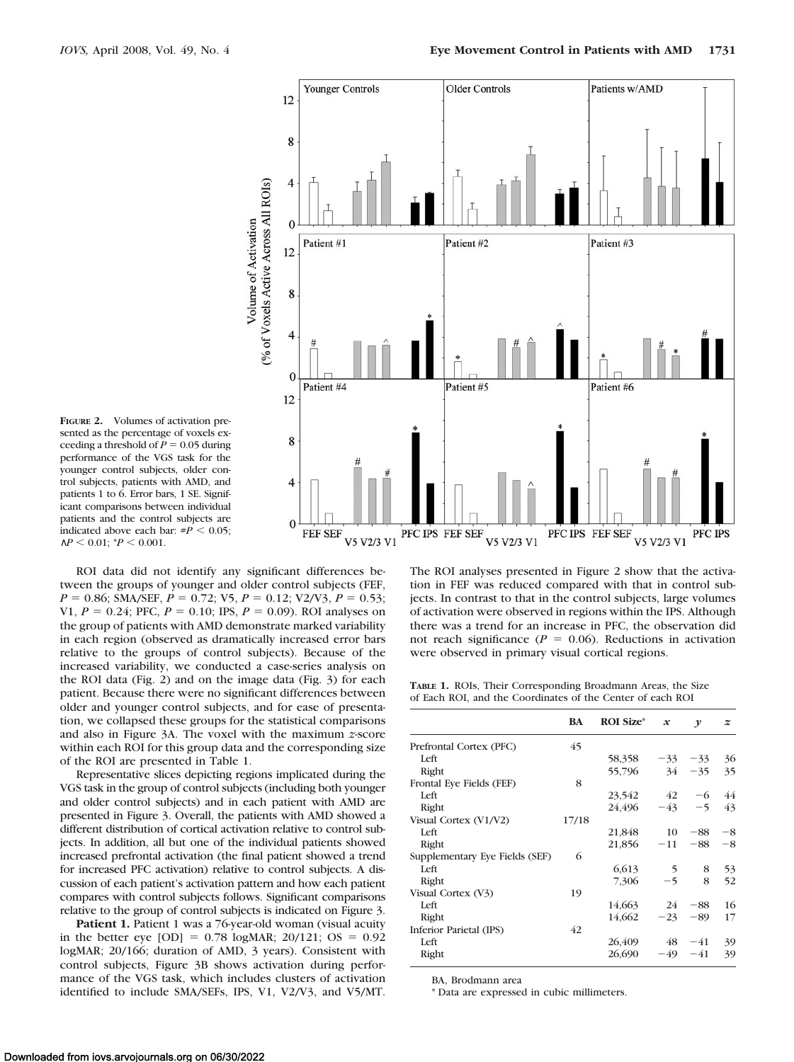**FIGURE 2.** Volumes of activation presented as the percentage of voxels exceeding a threshold of $P = 0.05$ during performance of the VGS task for the younger control subjects, older control subjects, patients with AMD, and patients 1 to 6. Error bars, 1 SE. Significant comparisons between individual patients and the control subjects are indicated above each bar: #$P < 0.05$; ^$P < 0.01$; *$P < 0.001$.

ROI data did not identify any significant differences between the groups of younger and older control subjects (FEF, $P = 0.86$; SMA/SEF, $P = 0.72$; V5, $P = 0.12$; V2/V3, $P = 0.53$; V1, $P = 0.24$; PFC, $P = 0.10$; IPS, $P = 0.09$). ROI analyses on the group of patients with AMD demonstrate marked variability in each region (observed as dramatically increased error bars relative to the groups of control subjects). Because of the increased variability, we conducted a case-series analysis on the ROI data (Fig. 2) and on the image data (Fig. 3) for each patient. Because there were no significant differences between older and younger control subjects, and for ease of presentation, we collapsed these groups for the statistical comparisons and also in Figure 3A. The voxel with the maximum z-score within each ROI for this group data and the corresponding size of the ROI are presented in Table 1.

Representative slices depicting regions implicated during the VGS task in the group of control subjects (including both younger and older control subjects) and in each patient with AMD are presented in Figure 3. Overall, the patients with AMD showed a different distribution of cortical activation relative to control subjects. In addition, all but one of the individual patients showed increased prefrontal activation (the final patient showed a trend for increased PFC activation) relative to control subjects. A discussion of each patient's activation pattern and how each patient compares with control subjects follows. Significant comparisons relative to the group of control subjects is indicated on Figure 3.

**Patient 1.** Patient 1 was a 76-year-old woman (visual acuity in the better eye [OD] = 0.78 logMAR; 20/121; OS = 0.92 logMAR; 20/166; duration of AMD, 3 years). Consistent with control subjects, Figure 3B shows activation during performance of the VGS task, which includes clusters of activation identified to include SMA/SEFs, IPS, V1, V2/V3, and V5/MT. The ROI analyses presented in Figure 2 show that the activation in FEF was reduced compared with that in control subjects. In contrast to that in the control subjects, large volumes of activation were observed in regions within the IPS. Although there was a trend for an increase in PFC, the observation did not reach significance ($P = 0.06$). Reductions in activation were observed in primary visual cortical regions.

**TABLE 1.** ROIs, Their Corresponding Broadmann Areas, the Size of Each ROI, and the Coordinates of the Center of each ROI

| | BA | ROI Size* | x | y | z |
|---|---|---|---|---|---|
| Prefrontal Cortex (PFC) | 45 | | | | |
| Left | | 58,358 | −33 | −33 | 36 |
| Right | | 55,796 | 34 | −35 | 35 |
| Frontal Eye Fields (FEF) | 8 | | | | |
| Left | | 23,542 | 42 | −6 | 44 |
| Right | | 24,496 | −43 | −5 | 43 |
| Visual Cortex (V1/V2) | 17/18 | | | | |
| Left | | 21,848 | 10 | −88 | −8 |
| Right | | 21,856 | −11 | −88 | −8 |
| Supplementary Eye Fields (SEF) | 6 | | | | |
| Left | | 6,613 | 5 | 8 | 53 |
| Right | | 7,306 | −5 | 8 | 52 |
| Visual Cortex (V3) | 19 | | | | |
| Left | | 14,663 | 24 | −88 | 16 |
| Right | | 14,662 | −23 | −89 | 17 |
| Inferior Parietal (IPS) | 42 | | | | |
| Left | | 26,409 | 48 | −41 | 39 |
| Right | | 26,690 | −49 | −41 | 39 |

BA, Brodmann area

* Data are expressed in cubic millimeters.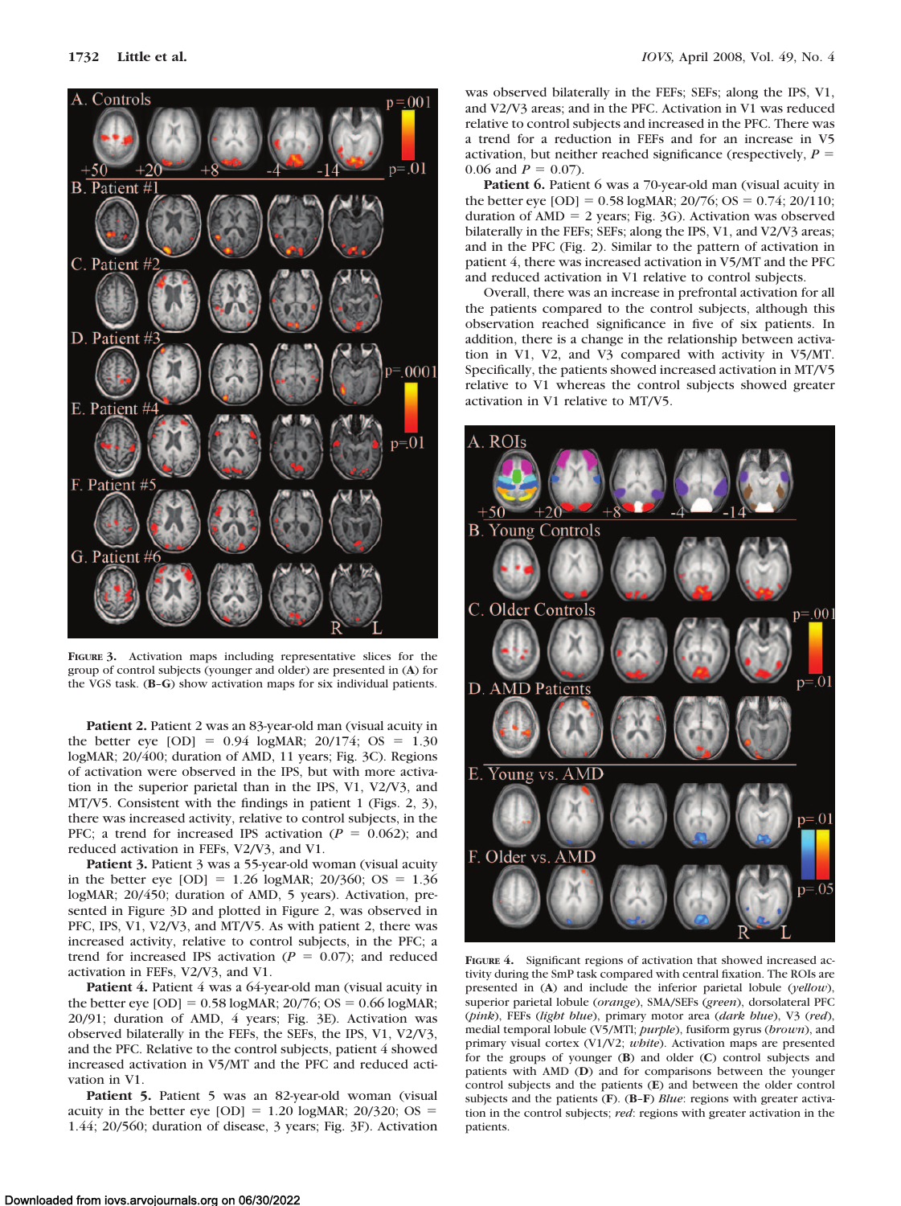FIGURE 3. Activation maps including representative slices for the group of control subjects (younger and older) are presented in (**A**) for the VGS task. (**B–G**) show activation maps for six individual patients.

**Patient 2.** Patient 2 was an 83-year-old man (visual acuity in the better eye [OD] = 0.94 logMAR; 20/174; OS = 1.30 logMAR; 20/400; duration of AMD, 11 years; Fig. 3C). Regions of activation were observed in the IPS, but with more activation in the superior parietal than in the IPS, V1, V2/V3, and MT/V5. Consistent with the findings in patient 1 (Figs. 2, 3), there was increased activity, relative to control subjects, in the PFC; a trend for increased IPS activation ($P = 0.062$); and reduced activation in FEFs, V2/V3, and V1.

**Patient 3.** Patient 3 was a 55-year-old woman (visual acuity in the better eye [OD] = 1.26 logMAR; 20/360; OS = 1.36 logMAR; 20/450; duration of AMD, 5 years). Activation, presented in Figure 3D and plotted in Figure 2, was observed in PFC, IPS, V1, V2/V3, and MT/V5. As with patient 2, there was increased activity, relative to control subjects, in the PFC; a trend for increased IPS activation ($P = 0.07$); and reduced activation in FEFs, V2/V3, and V1.

**Patient 4.** Patient 4 was a 64-year-old man (visual acuity in the better eye [OD] = 0.58 logMAR; 20/76; OS = 0.66 logMAR; 20/91; duration of AMD, 4 years; Fig. 3E). Activation was observed bilaterally in the FEFs, the SEFs, the IPS, V1, V2/V3, and the PFC. Relative to the control subjects, patient 4 showed increased activation in V5/MT and the PFC and reduced activation in V1.

**Patient 5.** Patient 5 was an 82-year-old woman (visual acuity in the better eye [OD] = 1.20 logMAR; 20/320; OS = 1.44; 20/560; duration of disease, 3 years; Fig. 3F). Activation was observed bilaterally in the FEFs; SEFs; along the IPS, V1, and V2/V3 areas; and in the PFC. Activation in V1 was reduced relative to control subjects and increased in the PFC. There was a trend for a reduction in FEFs and for an increase in V5 activation, but neither reached significance (respectively, $P = 0.06$ and $P = 0.07$).

**Patient 6.** Patient 6 was a 70-year-old man (visual acuity in the better eye [OD] = 0.58 logMAR; 20/76; OS = 0.74; 20/110; duration of AMD = 2 years; Fig. 3G). Activation was observed bilaterally in the FEFs; SEFs; along the IPS, V1, and V2/V3 areas; and in the PFC (Fig. 2). Similar to the pattern of activation in patient 4, there was increased activation in V5/MT and the PFC and reduced activation in V1 relative to control subjects.

Overall, there was an increase in prefrontal activation for all the patients compared to the control subjects, although this observation reached significance in five of six patients. In addition, there is a change in the relationship between activation in V1, V2, and V3 compared with activity in V5/MT. Specifically, the patients showed increased activation in MT/V5 relative to V1 whereas the control subjects showed greater activation in V1 relative to MT/V5.

FIGURE 4. Significant regions of activation that showed increased activity during the SmP task compared with central fixation. The ROIs are presented in (**A**) and include the inferior parietal lobule (*yellow*), superior parietal lobule (*orange*), SMA/SEFs (*green*), dorsolateral PFC (*pink*), FEFs (*light blue*), primary motor area (*dark blue*), V3 (*red*), medial temporal lobule (V5/MTl; *purple*), fusiform gyrus (*brown*), and primary visual cortex (V1/V2; *white*). Activation maps are presented for the groups of younger (**B**) and older (**C**) control subjects and patients with AMD (**D**) and for comparisons between the younger control subjects and the patients (**E**) and between the older control subjects and the patients (**F**). (**B–F**) *Blue*: regions with greater activation in the control subjects; *red*: regions with greater activation in the patients.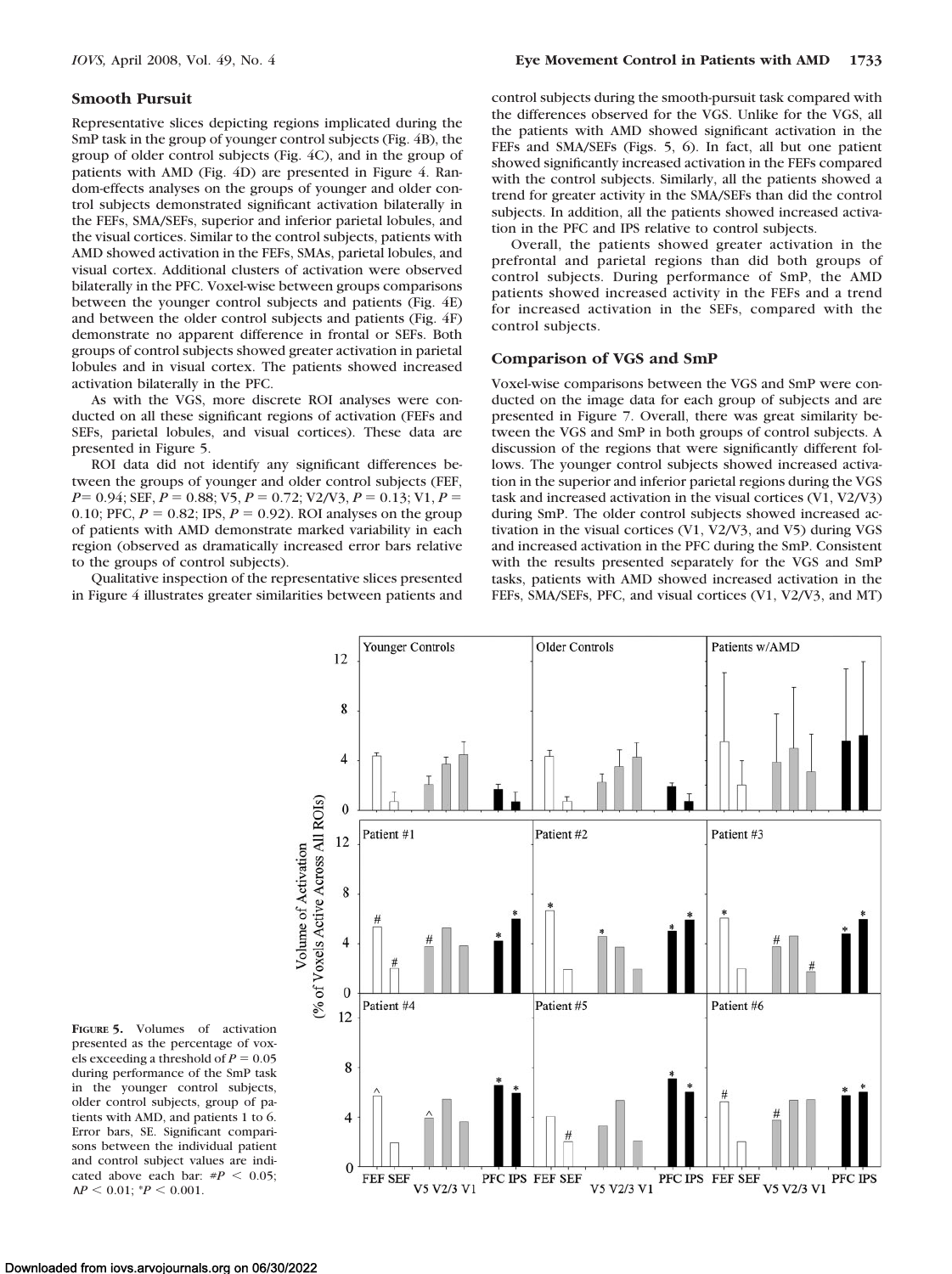### Smooth Pursuit

Representative slices depicting regions implicated during the SmP task in the group of younger control subjects (Fig. 4B), the group of older control subjects (Fig. 4C), and in the group of patients with AMD (Fig. 4D) are presented in Figure 4. Random-effects analyses on the groups of younger and older control subjects demonstrated significant activation bilaterally in the FEFs, SMA/SEFs, superior and inferior parietal lobules, and the visual cortices. Similar to the control subjects, patients with AMD showed activation in the FEFs, SMAs, parietal lobules, and visual cortex. Additional clusters of activation were observed bilaterally in the PFC. Voxel-wise between groups comparisons between the younger control subjects and patients (Fig. 4E) and between the older control subjects and patients (Fig. 4F) demonstrate no apparent difference in frontal or SEFs. Both groups of control subjects showed greater activation in parietal lobules and in visual cortex. The patients showed increased activation bilaterally in the PFC.

As with the VGS, more discrete ROI analyses were conducted on all these significant regions of activation (FEFs and SEFs, parietal lobules, and visual cortices). These data are presented in Figure 5.

ROI data did not identify any significant differences between the groups of younger and older control subjects (FEF, $P = 0.94$; SEF, $P = 0.88$; V5, $P = 0.72$; V2/V3, $P = 0.13$; V1, $P = 0.10$; PFC, $P = 0.82$; IPS, $P = 0.92$). ROI analyses on the group of patients with AMD demonstrate marked variability in each region (observed as dramatically increased error bars relative to the groups of control subjects).

Qualitative inspection of the representative slices presented in Figure 4 illustrates greater similarities between patients and control subjects during the smooth-pursuit task compared with the differences observed for the VGS. Unlike for the VGS, all the patients with AMD showed significant activation in the FEFs and SMA/SEFs (Figs. 5, 6). In fact, all but one patient showed significantly increased activation in the FEFs compared with the control subjects. Similarly, all the patients showed a trend for greater activity in the SMA/SEFs than did the control subjects. In addition, all the patients showed increased activation in the PFC and IPS relative to control subjects.

Overall, the patients showed greater activation in the prefrontal and parietal regions than did both groups of control subjects. During performance of SmP, the AMD patients showed increased activity in the FEFs and a trend for increased activation in the SEFs, compared with the control subjects.

### Comparison of VGS and SmP

Voxel-wise comparisons between the VGS and SmP were conducted on the image data for each group of subjects and are presented in Figure 7. Overall, there was great similarity between the VGS and SmP in both groups of control subjects. A discussion of the regions that were significantly different follows. The younger control subjects showed increased activation in the superior and inferior parietal regions during the VGS task and increased activation in the visual cortices (V1, V2/V3) during SmP. The older control subjects showed increased activation in the visual cortices (V1, V2/V3, and V5) during VGS and increased activation in the PFC during the SmP. Consistent with the results presented separately for the VGS and SmP tasks, patients with AMD showed increased activation in the FEFs, SMA/SEFs, PFC, and visual cortices (V1, V2/V3, and MT)

**FIGURE 5.** Volumes of activation presented as the percentage of voxels exceeding a threshold of $P = 0.05$ during performance of the SmP task in the younger control subjects, older control subjects, group of patients with AMD, and patients 1 to 6. Error bars, SE. Significant comparisons between the individual patient and control subject values are indicated above each bar: #$P < 0.05$; ^$P < 0.01$; *$P < 0.001$.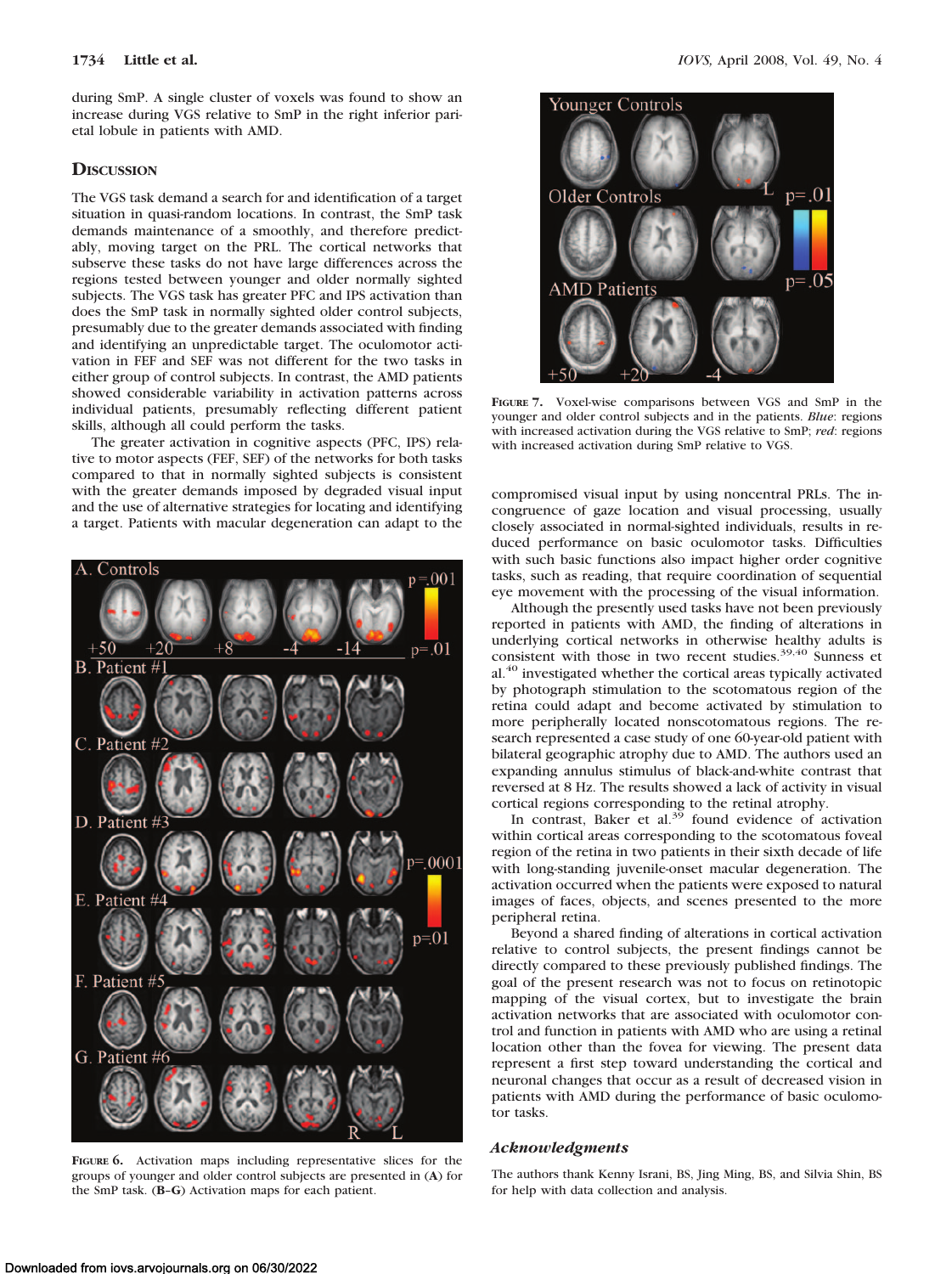during SmP. A single cluster of voxels was found to show an increase during VGS relative to SmP in the right inferior parietal lobule in patients with AMD.

## Discussion

The VGS task demand a search for and identification of a target situation in quasi-random locations. In contrast, the SmP task demands maintenance of a smoothly, and therefore predictably, moving target on the PRL. The cortical networks that subserve these tasks do not have large differences across the regions tested between younger and older normally sighted subjects. The VGS task has greater PFC and IPS activation than does the SmP task in normally sighted older control subjects, presumably due to the greater demands associated with finding and identifying an unpredictable target. The oculomotor activation in FEF and SEF was not different for the two tasks in either group of control subjects. In contrast, the AMD patients showed considerable variability in activation patterns across individual patients, presumably reflecting different patient skills, although all could perform the tasks.

The greater activation in cognitive aspects (PFC, IPS) relative to motor aspects (FEF, SEF) of the networks for both tasks compared to that in normally sighted subjects is consistent with the greater demands imposed by degraded visual input and the use of alternative strategies for locating and identifying a target. Patients with macular degeneration can adapt to the compromised visual input by using noncentral PRLs. The incongruence of gaze location and visual processing, usually closely associated in normal-sighted individuals, results in reduced performance on basic oculomotor tasks. Difficulties with such basic functions also impact higher order cognitive tasks, such as reading, that require coordination of sequential eye movement with the processing of the visual information.

Although the presently used tasks have not been previously reported in patients with AMD, the finding of alterations in underlying cortical networks in otherwise healthy adults is consistent with those in two recent studies.[39,40] Sunness et al.[40] investigated whether the cortical areas typically activated by photograph stimulation to the scotomatous region of the retina could adapt and become activated by stimulation to more peripherally located nonscotomatous regions. The research represented a case study of one 60-year-old patient with bilateral geographic atrophy due to AMD. The authors used an expanding annulus stimulus of black-and-white contrast that reversed at 8 Hz. The results showed a lack of activity in visual cortical regions corresponding to the retinal atrophy.

In contrast, Baker et al.[39] found evidence of activation within cortical areas corresponding to the scotomatous foveal region of the retina in two patients in their sixth decade of life with long-standing juvenile-onset macular degeneration. The activation occurred when the patients were exposed to natural images of faces, objects, and scenes presented to the more peripheral retina.

Beyond a shared finding of alterations in cortical activation relative to control subjects, the present findings cannot be directly compared to these previously published findings. The goal of the present research was not to focus on retinotopic mapping of the visual cortex, but to investigate the brain activation networks that are associated with oculomotor control and function in patients with AMD who are using a retinal location other than the fovea for viewing. The present data represent a first step toward understanding the cortical and neuronal changes that occur as a result of decreased vision in patients with AMD during the performance of basic oculomotor tasks.

**Figure 6.** Activation maps including representative slices for the groups of younger and older control subjects are presented in (**A**) for the SmP task. (**B–G**) Activation maps for each patient.

**Figure 7.** Voxel-wise comparisons between VGS and SmP in the younger and older control subjects and in the patients. *Blue*: regions with increased activation during the VGS relative to SmP; *red*: regions with increased activation during SmP relative to VGS.

### *Acknowledgments*

The authors thank Kenny Israni, BS, Jing Ming, BS, and Silvia Shin, BS for help with data collection and analysis.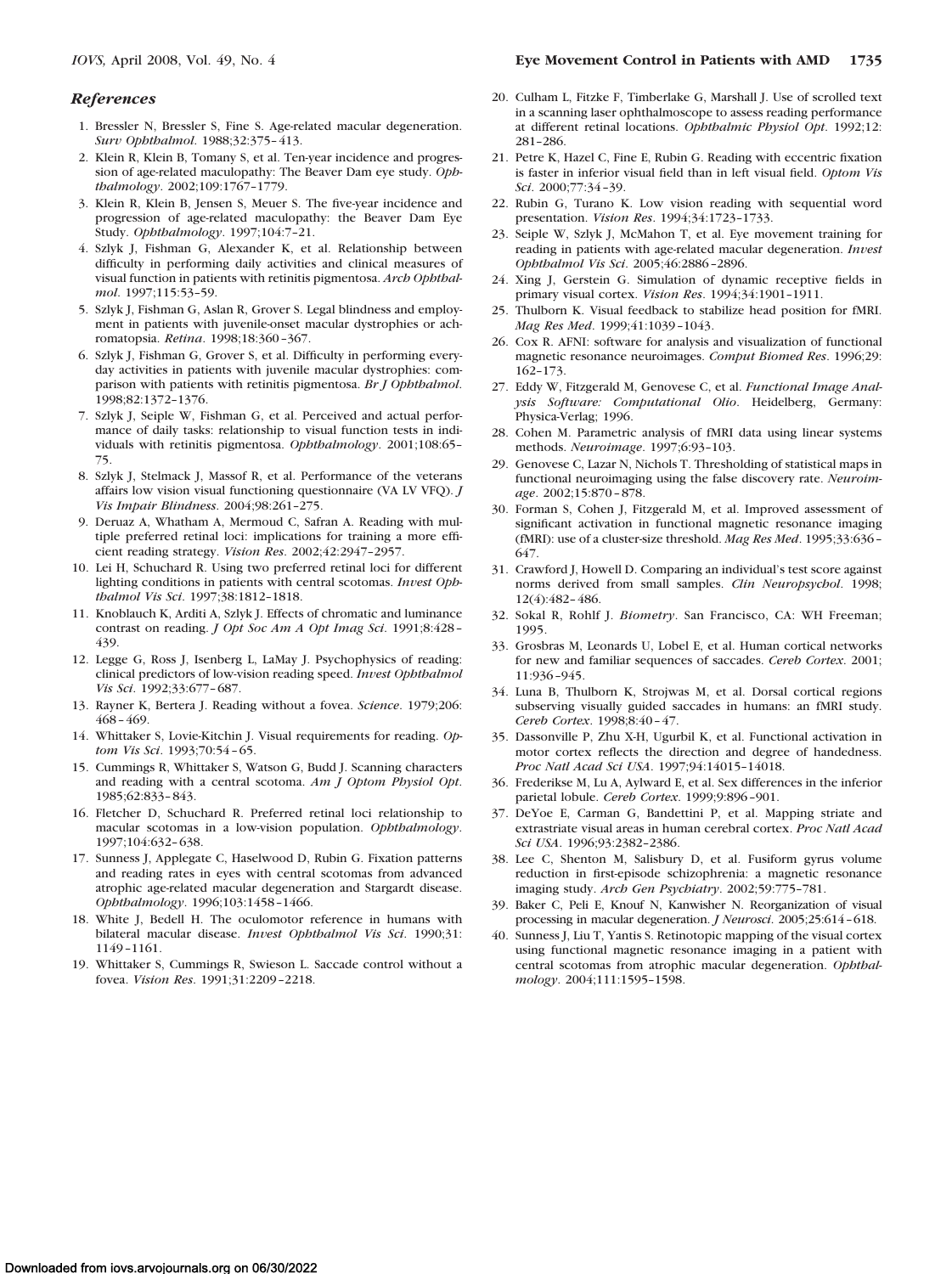## References

1. Bressler N, Bressler S, Fine S. Age-related macular degeneration. *Surv Ophthalmol*. 1988;32:375–413.
2. Klein R, Klein B, Tomany S, et al. Ten-year incidence and progression of age-related maculopathy: The Beaver Dam eye study. *Ophthalmology*. 2002;109:1767–1779.
3. Klein R, Klein B, Jensen S, Meuer S. The five-year incidence and progression of age-related maculopathy: the Beaver Dam Eye Study. *Ophthalmology*. 1997;104:7–21.
4. Szlyk J, Fishman G, Alexander K, et al. Relationship between difficulty in performing daily activities and clinical measures of visual function in patients with retinitis pigmentosa. *Arch Ophthalmol*. 1997;115:53–59.
5. Szlyk J, Fishman G, Aslan R, Grover S. Legal blindness and employment in patients with juvenile-onset macular dystrophies or achromatopsia. *Retina*. 1998;18:360–367.
6. Szlyk J, Fishman G, Grover S, et al. Difficulty in performing everyday activities in patients with juvenile macular dystrophies: comparison with patients with retinitis pigmentosa. *Br J Ophthalmol*. 1998;82:1372–1376.
7. Szlyk J, Seiple W, Fishman G, et al. Perceived and actual performance of daily tasks: relationship to visual function tests in individuals with retinitis pigmentosa. *Ophthalmology*. 2001;108:65–75.
8. Szlyk J, Stelmack J, Massof R, et al. Performance of the veterans affairs low vision visual functioning questionnaire (VA LV VFQ). *J Vis Impair Blindness*. 2004;98:261–275.
9. Deruaz A, Whatham A, Mermoud C, Safran A. Reading with multiple preferred retinal loci: implications for training a more efficient reading strategy. *Vision Res*. 2002;42:2947–2957.
10. Lei H, Schuchard R. Using two preferred retinal loci for different lighting conditions in patients with central scotomas. *Invest Ophthalmol Vis Sci*. 1997;38:1812–1818.
11. Knoblauch K, Arditi A, Szlyk J. Effects of chromatic and luminance contrast on reading. *J Opt Soc Am A Opt Imag Sci*. 1991;8:428–439.
12. Legge G, Ross J, Isenberg L, LaMay J. Psychophysics of reading: clinical predictors of low-vision reading speed. *Invest Ophthalmol Vis Sci*. 1992;33:677–687.
13. Rayner K, Bertera J. Reading without a fovea. *Science*. 1979;206:468–469.
14. Whittaker S, Lovie-Kitchin J. Visual requirements for reading. *Optom Vis Sci*. 1993;70:54–65.
15. Cummings R, Whittaker S, Watson G, Budd J. Scanning characters and reading with a central scotoma. *Am J Optom Physiol Opt*. 1985;62:833–843.
16. Fletcher D, Schuchard R. Preferred retinal loci relationship to macular scotomas in a low-vision population. *Ophthalmology*. 1997;104:632–638.
17. Sunness J, Applegate C, Haselwood D, Rubin G. Fixation patterns and reading rates in eyes with central scotomas from advanced atrophic age-related macular degeneration and Stargardt disease. *Ophthalmology*. 1996;103:1458–1466.
18. White J, Bedell H. The oculomotor reference in humans with bilateral macular disease. *Invest Ophthalmol Vis Sci*. 1990;31:1149–1161.
19. Whittaker S, Cummings R, Swieson L. Saccade control without a fovea. *Vision Res*. 1991;31:2209–2218.
20. Culham L, Fitzke F, Timberlake G, Marshall J. Use of scrolled text in a scanning laser ophthalmoscope to assess reading performance at different retinal locations. *Ophthalmic Physiol Opt*. 1992;12:281–286.
21. Petre K, Hazel C, Fine E, Rubin G. Reading with eccentric fixation is faster in inferior visual field than in left visual field. *Optom Vis Sci*. 2000;77:34–39.
22. Rubin G, Turano K. Low vision reading with sequential word presentation. *Vision Res*. 1994;34:1723–1733.
23. Seiple W, Szlyk J, McMahon T, et al. Eye movement training for reading in patients with age-related macular degeneration. *Invest Ophthalmol Vis Sci*. 2005;46:2886–2896.
24. Xing J, Gerstein G. Simulation of dynamic receptive fields in primary visual cortex. *Vision Res*. 1994;34:1901–1911.
25. Thulborn K. Visual feedback to stabilize head position for fMRI. *Mag Res Med*. 1999;41:1039–1043.
26. Cox R. AFNI: software for analysis and visualization of functional magnetic resonance neuroimages. *Comput Biomed Res*. 1996;29:162–173.
27. Eddy W, Fitzgerald M, Genovese C, et al. *Functional Image Analysis Software: Computational Olio*. Heidelberg, Germany: Physica-Verlag; 1996.
28. Cohen M. Parametric analysis of fMRI data using linear systems methods. *Neuroimage*. 1997;6:93–103.
29. Genovese C, Lazar N, Nichols T. Thresholding of statistical maps in functional neuroimaging using the false discovery rate. *Neuroimage*. 2002;15:870–878.
30. Forman S, Cohen J, Fitzgerald M, et al. Improved assessment of significant activation in functional magnetic resonance imaging (fMRI): use of a cluster-size threshold. *Mag Res Med*. 1995;33:636–647.
31. Crawford J, Howell D. Comparing an individual's test score against norms derived from small samples. *Clin Neuropsychol*. 1998;12(4):482–486.
32. Sokal R, Rohlf J. *Biometry*. San Francisco, CA: WH Freeman; 1995.
33. Grosbras M, Leonards U, Lobel E, et al. Human cortical networks for new and familiar sequences of saccades. *Cereb Cortex*. 2001;11:936–945.
34. Luna B, Thulborn K, Strojwas M, et al. Dorsal cortical regions subserving visually guided saccades in humans: an fMRI study. *Cereb Cortex*. 1998;8:40–47.
35. Dassonville P, Zhu X-H, Ugurbil K, et al. Functional activation in motor cortex reflects the direction and degree of handedness. *Proc Natl Acad Sci USA*. 1997;94:14015–14018.
36. Frederikse M, Lu A, Aylward E, et al. Sex differences in the inferior parietal lobule. *Cereb Cortex*. 1999;9:896–901.
37. DeYoe E, Carman G, Bandettini P, et al. Mapping striate and extrastriate visual areas in human cerebral cortex. *Proc Natl Acad Sci USA*. 1996;93:2382–2386.
38. Lee C, Shenton M, Salisbury D, et al. Fusiform gyrus volume reduction in first-episode schizophrenia: a magnetic resonance imaging study. *Arch Gen Psychiatry*. 2002;59:775–781.
39. Baker C, Peli E, Knouf N, Kanwisher N. Reorganization of visual processing in macular degeneration. *J Neurosci*. 2005;25:614–618.
40. Sunness J, Liu T, Yantis S. Retinotopic mapping of the visual cortex using functional magnetic resonance imaging in a patient with central scotomas from atrophic macular degeneration. *Ophthalmology*. 2004;111:1595–1598.